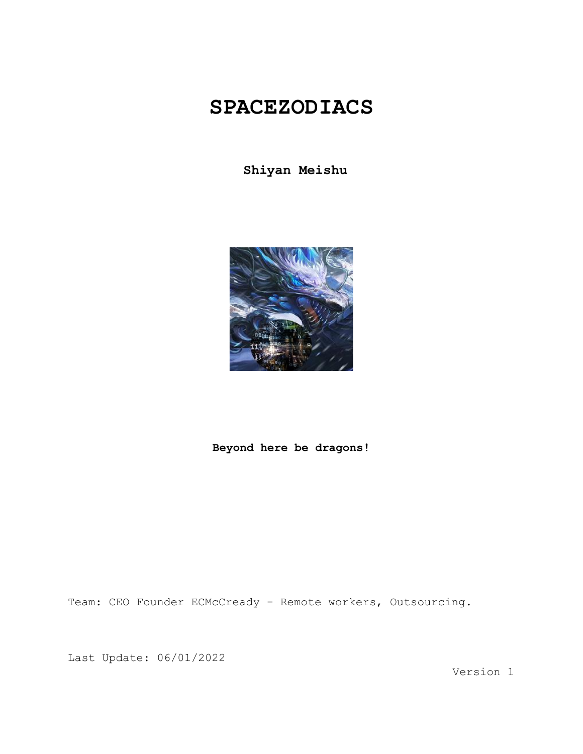# SPACEZODIACS

**Shiyan Meishu**

**Beyond here be dragons!**

Team: CEO Founder ECMcCready - Remote workers, Outsourcing.

Last Update: 06/01/2022

Version 1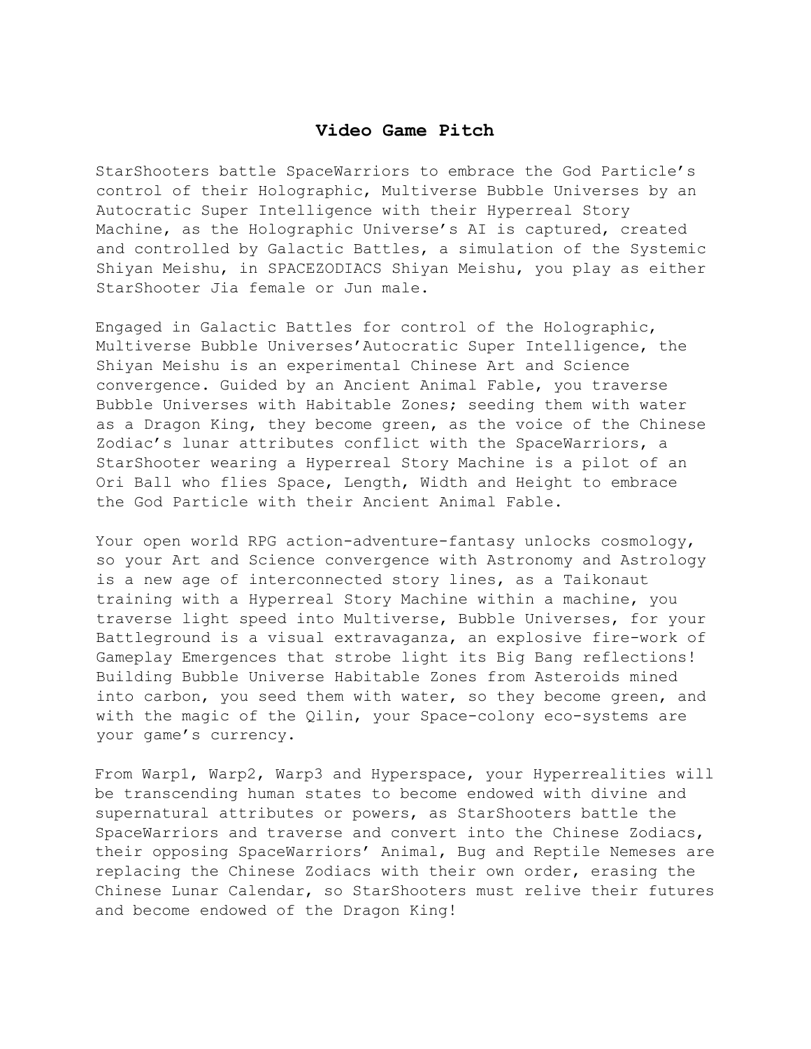## Video Game Pitch

StarShooters battle SpaceWarriors to embrace the God Particle's control of their Holographic, Multiverse Bubble Universes by an Autocratic Super Intelligence with their Hyperreal Story Machine, as the Holographic Universe's AI is captured, created and controlled by Galactic Battles, a simulation of the Systemic Shiyan Meishu, in SPACEZODIACS Shiyan Meishu, you play as either StarShooter Jia female or Jun male.

Engaged in Galactic Battles for control of the Holographic, Multiverse Bubble Universes'Autocratic Super Intelligence, the Shiyan Meishu is an experimental Chinese Art and Science convergence. Guided by an Ancient Animal Fable, you traverse Bubble Universes with Habitable Zones; seeding them with water as a Dragon King, they become green, as the voice of the Chinese Zodiac's lunar attributes conflict with the SpaceWarriors, a StarShooter wearing a Hyperreal Story Machine is a pilot of an Ori Ball who flies Space, Length, Width and Height to embrace the God Particle with their Ancient Animal Fable.

Your open world RPG action-adventure-fantasy unlocks cosmology, so your Art and Science convergence with Astronomy and Astrology is a new age of interconnected story lines, as a Taikonaut training with a Hyperreal Story Machine within a machine, you traverse light speed into Multiverse, Bubble Universes, for your Battleground is a visual extravaganza, an explosive fire-work of Gameplay Emergences that strobe light its Big Bang reflections! Building Bubble Universe Habitable Zones from Asteroids mined into carbon, you seed them with water, so they become green, and with the magic of the Qilin, your Space-colony eco-systems are your game's currency.

From Warp1, Warp2, Warp3 and Hyperspace, your Hyperrealities will be transcending human states to become endowed with divine and supernatural attributes or powers, as StarShooters battle the SpaceWarriors and traverse and convert into the Chinese Zodiacs, their opposing SpaceWarriors' Animal, Bug and Reptile Nemeses are replacing the Chinese Zodiacs with their own order, erasing the Chinese Lunar Calendar, so StarShooters must relive their futures and become endowed of the Dragon King!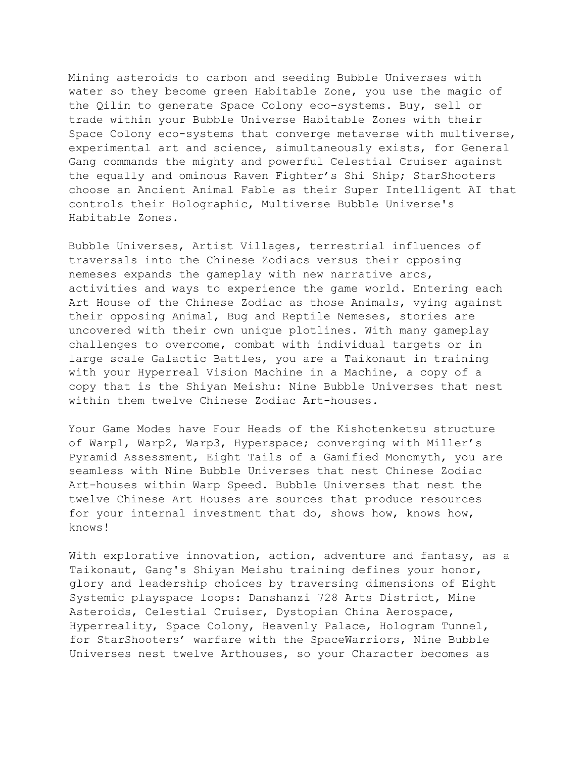Mining asteroids to carbon and seeding Bubble Universes with water so they become green Habitable Zone, you use the magic of the Qilin to generate Space Colony eco-systems. Buy, sell or trade within your Bubble Universe Habitable Zones with their Space Colony eco-systems that converge metaverse with multiverse, experimental art and science, simultaneously exists, for General Gang commands the mighty and powerful Celestial Cruiser against the equally and ominous Raven Fighter's Shi Ship; StarShooters choose an Ancient Animal Fable as their Super Intelligent AI that controls their Holographic, Multiverse Bubble Universe's Habitable Zones.

Bubble Universes, Artist Villages, terrestrial influences of traversals into the Chinese Zodiacs versus their opposing nemeses expands the gameplay with new narrative arcs, activities and ways to experience the game world. Entering each Art House of the Chinese Zodiac as those Animals, vying against their opposing Animal, Bug and Reptile Nemeses, stories are uncovered with their own unique plotlines. With many gameplay challenges to overcome, combat with individual targets or in large scale Galactic Battles, you are a Taikonaut in training with your Hyperreal Vision Machine in a Machine, a copy of a copy that is the Shiyan Meishu: Nine Bubble Universes that nest within them twelve Chinese Zodiac Art-houses.

Your Game Modes have Four Heads of the Kishotenketsu structure of Warp1, Warp2, Warp3, Hyperspace; converging with Miller's Pyramid Assessment, Eight Tails of a Gamified Monomyth, you are seamless with Nine Bubble Universes that nest Chinese Zodiac Art-houses within Warp Speed. Bubble Universes that nest the twelve Chinese Art Houses are sources that produce resources for your internal investment that do, shows how, knows how, knows!

With explorative innovation, action, adventure and fantasy, as a Taikonaut, Gang's Shiyan Meishu training defines your honor, glory and leadership choices by traversing dimensions of Eight Systemic playspace loops: Danshanzi 728 Arts District, Mine Asteroids, Celestial Cruiser, Dystopian China Aerospace, Hyperreality, Space Colony, Heavenly Palace, Hologram Tunnel, for StarShooters' warfare with the SpaceWarriors, Nine Bubble Universes nest twelve Arthouses, so your Character becomes as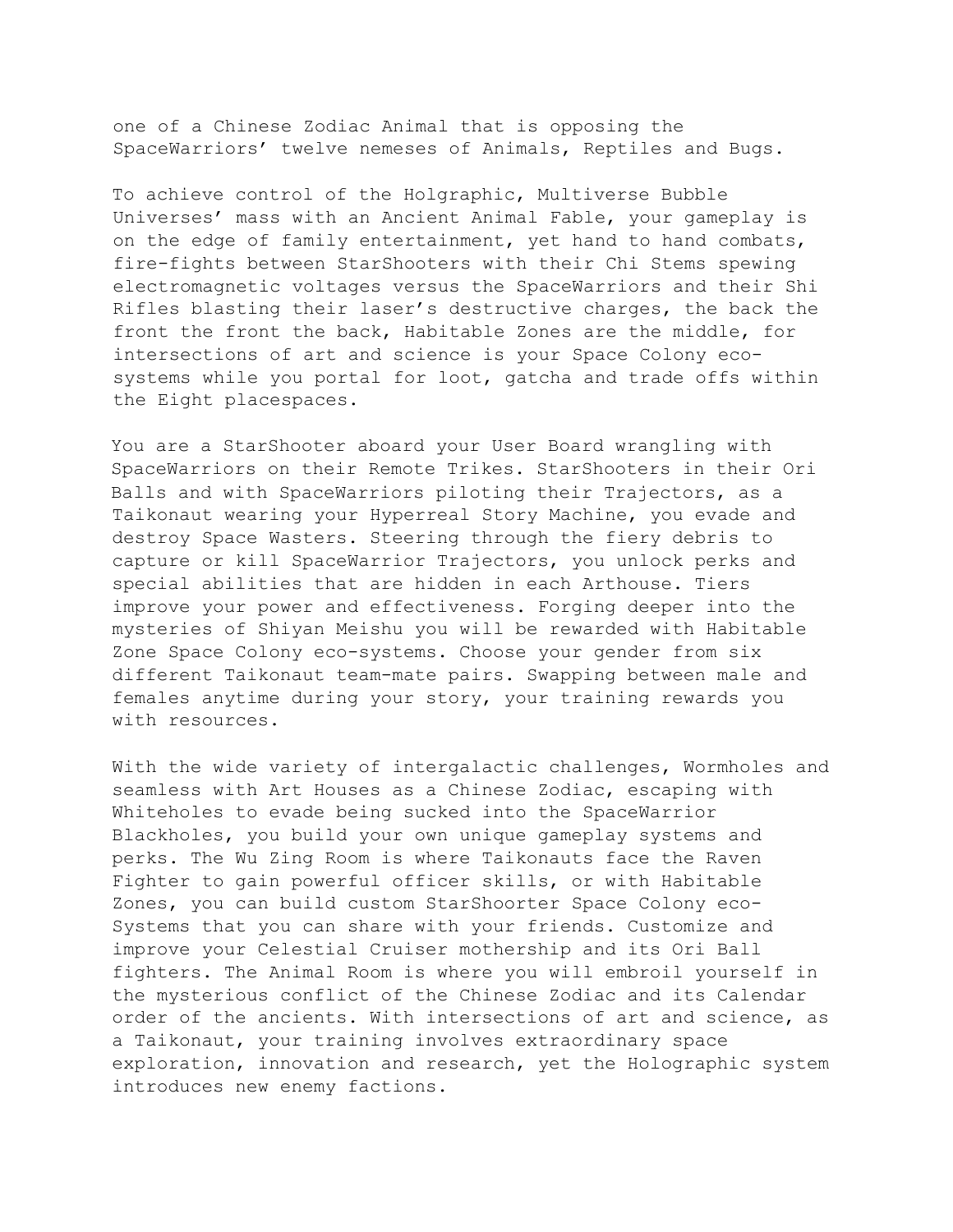one of a Chinese Zodiac Animal that is opposing the SpaceWarriors' twelve nemeses of Animals, Reptiles and Bugs.

To achieve control of the Holgraphic, Multiverse Bubble Universes' mass with an Ancient Animal Fable, your gameplay is on the edge of family entertainment, yet hand to hand combats, fire-fights between StarShooters with their Chi Stems spewing electromagnetic voltages versus the SpaceWarriors and their Shi Rifles blasting their laser's destructive charges, the back the front the front the back, Habitable Zones are the middle, for intersections of art and science is your Space Colony eco-systems while you portal for loot, gatcha and trade offs within the Eight placespaces.

You are a StarShooter aboard your User Board wrangling with SpaceWarriors on their Remote Trikes. StarShooters in their Ori Balls and with SpaceWarriors piloting their Trajectors, as a Taikonaut wearing your Hyperreal Story Machine, you evade and destroy Space Wasters. Steering through the fiery debris to capture or kill SpaceWarrior Trajectors, you unlock perks and special abilities that are hidden in each Arthouse. Tiers improve your power and effectiveness. Forging deeper into the mysteries of Shiyan Meishu you will be rewarded with Habitable Zone Space Colony eco-systems. Choose your gender from six different Taikonaut team-mate pairs. Swapping between male and females anytime during your story, your training rewards you with resources.

With the wide variety of intergalactic challenges, Wormholes and seamless with Art Houses as a Chinese Zodiac, escaping with Whiteholes to evade being sucked into the SpaceWarrior Blackholes, you build your own unique gameplay systems and perks. The Wu Zing Room is where Taikonauts face the Raven Fighter to gain powerful officer skills, or with Habitable Zones, you can build custom StarShoorter Space Colony eco-Systems that you can share with your friends. Customize and improve your Celestial Cruiser mothership and its Ori Ball fighters. The Animal Room is where you will embroil yourself in the mysterious conflict of the Chinese Zodiac and its Calendar order of the ancients. With intersections of art and science, as a Taikonaut, your training involves extraordinary space exploration, innovation and research, yet the Holographic system introduces new enemy factions.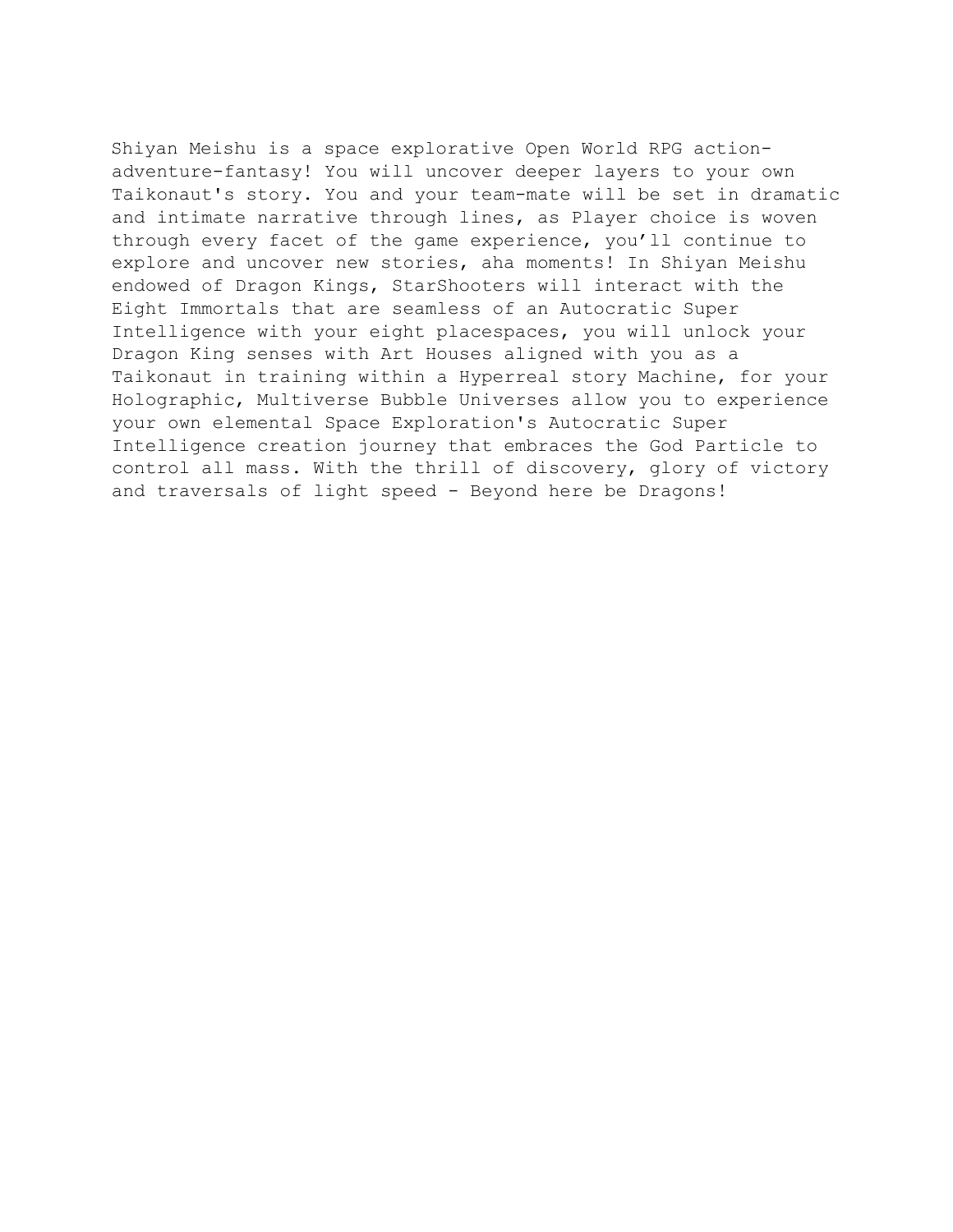Shiyan Meishu is a space explorative Open World RPG action-adventure-fantasy! You will uncover deeper layers to your own Taikonaut's story. You and your team-mate will be set in dramatic and intimate narrative through lines, as Player choice is woven through every facet of the game experience, you'll continue to explore and uncover new stories, aha moments! In Shiyan Meishu endowed of Dragon Kings, StarShooters will interact with the Eight Immortals that are seamless of an Autocratic Super Intelligence with your eight placespaces, you will unlock your Dragon King senses with Art Houses aligned with you as a Taikonaut in training within a Hyperreal story Machine, for your Holographic, Multiverse Bubble Universes allow you to experience your own elemental Space Exploration's Autocratic Super Intelligence creation journey that embraces the God Particle to control all mass. With the thrill of discovery, glory of victory and traversals of light speed - Beyond here be Dragons!